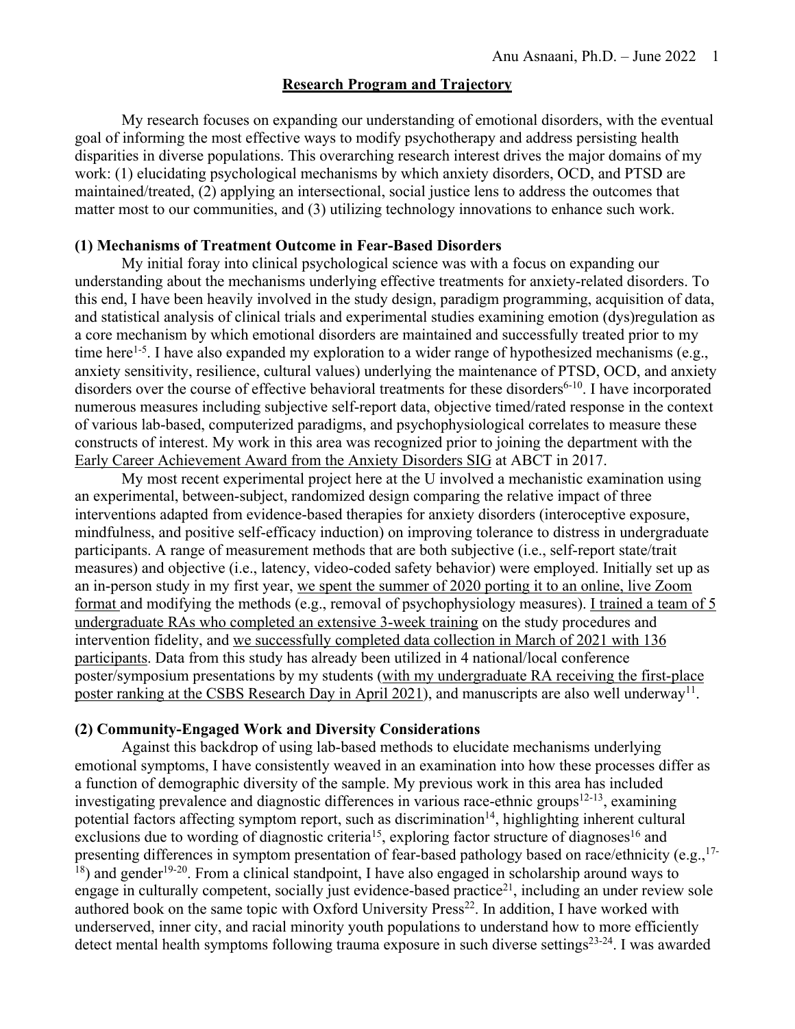## Research Program and Trajectory

My research focuses on expanding our understanding of emotional disorders, with the eventual goal of informing the most effective ways to modify psychotherapy and address persisting health disparities in diverse populations. This overarching research interest drives the major domains of my work: (1) elucidating psychological mechanisms by which anxiety disorders, OCD, and PTSD are maintained/treated, (2) applying an intersectional, social justice lens to address the outcomes that matter most to our communities, and (3) utilizing technology innovations to enhance such work.

### (1) Mechanisms of Treatment Outcome in Fear-Based Disorders

My initial foray into clinical psychological science was with a focus on expanding our understanding about the mechanisms underlying effective treatments for anxiety-related disorders. To this end, I have been heavily involved in the study design, paradigm programming, acquisition of data, and statistical analysis of clinical trials and experimental studies examining emotion (dys)regulation as a core mechanism by which emotional disorders are maintained and successfully treated prior to my time here[1-5]. I have also expanded my exploration to a wider range of hypothesized mechanisms (e.g., anxiety sensitivity, resilience, cultural values) underlying the maintenance of PTSD, OCD, and anxiety disorders over the course of effective behavioral treatments for these disorders[6-10]. I have incorporated numerous measures including subjective self-report data, objective timed/rated response in the context of various lab-based, computerized paradigms, and psychophysiological correlates to measure these constructs of interest. My work in this area was recognized prior to joining the department with the Early Career Achievement Award from the Anxiety Disorders SIG at ABCT in 2017.

My most recent experimental project here at the U involved a mechanistic examination using an experimental, between-subject, randomized design comparing the relative impact of three interventions adapted from evidence-based therapies for anxiety disorders (interoceptive exposure, mindfulness, and positive self-efficacy induction) on improving tolerance to distress in undergraduate participants. A range of measurement methods that are both subjective (i.e., self-report state/trait measures) and objective (i.e., latency, video-coded safety behavior) were employed. Initially set up as an in-person study in my first year, we spent the summer of 2020 porting it to an online, live Zoom format and modifying the methods (e.g., removal of psychophysiology measures). I trained a team of 5 undergraduate RAs who completed an extensive 3-week training on the study procedures and intervention fidelity, and we successfully completed data collection in March of 2021 with 136 participants. Data from this study has already been utilized in 4 national/local conference poster/symposium presentations by my students (with my undergraduate RA receiving the first-place poster ranking at the CSBS Research Day in April 2021), and manuscripts are also well underway[11].

### (2) Community-Engaged Work and Diversity Considerations

Against this backdrop of using lab-based methods to elucidate mechanisms underlying emotional symptoms, I have consistently weaved in an examination into how these processes differ as a function of demographic diversity of the sample. My previous work in this area has included investigating prevalence and diagnostic differences in various race-ethnic groups[12-13], examining potential factors affecting symptom report, such as discrimination[14], highlighting inherent cultural exclusions due to wording of diagnostic criteria[15], exploring factor structure of diagnoses[16] and presenting differences in symptom presentation of fear-based pathology based on race/ethnicity (e.g.,[17-18]) and gender[19-20]. From a clinical standpoint, I have also engaged in scholarship around ways to engage in culturally competent, socially just evidence-based practice[21], including an under review sole authored book on the same topic with Oxford University Press[22]. In addition, I have worked with underserved, inner city, and racial minority youth populations to understand how to more efficiently detect mental health symptoms following trauma exposure in such diverse settings[23-24]. I was awarded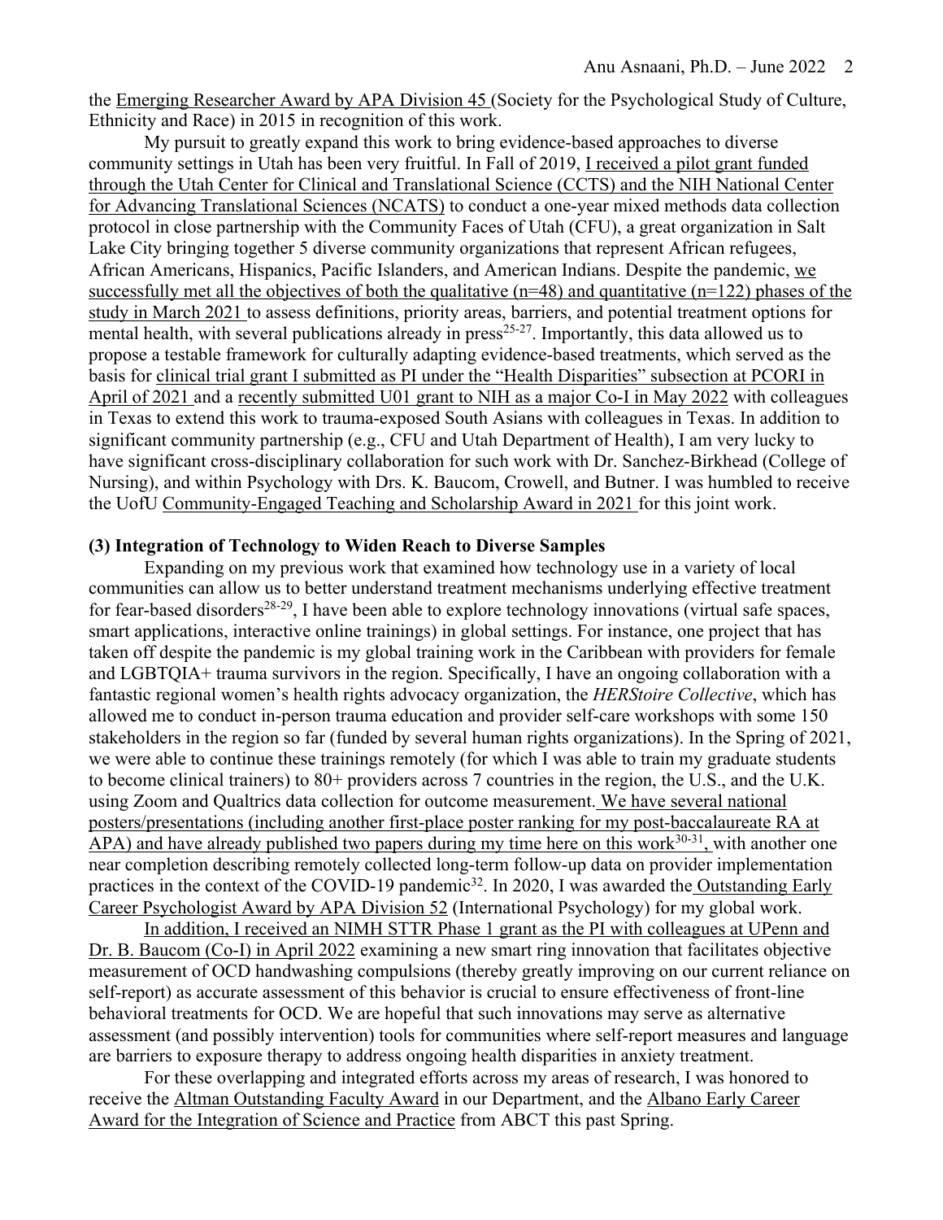the Emerging Researcher Award by APA Division 45 (Society for the Psychological Study of Culture, Ethnicity and Race) in 2015 in recognition of this work.

My pursuit to greatly expand this work to bring evidence-based approaches to diverse community settings in Utah has been very fruitful. In Fall of 2019, I received a pilot grant funded through the Utah Center for Clinical and Translational Science (CCTS) and the NIH National Center for Advancing Translational Sciences (NCATS) to conduct a one-year mixed methods data collection protocol in close partnership with the Community Faces of Utah (CFU), a great organization in Salt Lake City bringing together 5 diverse community organizations that represent African refugees, African Americans, Hispanics, Pacific Islanders, and American Indians. Despite the pandemic, we successfully met all the objectives of both the qualitative (n=48) and quantitative (n=122) phases of the study in March 2021 to assess definitions, priority areas, barriers, and potential treatment options for mental health, with several publications already in press[25-27]. Importantly, this data allowed us to propose a testable framework for culturally adapting evidence-based treatments, which served as the basis for clinical trial grant I submitted as PI under the "Health Disparities" subsection at PCORI in April of 2021 and a recently submitted U01 grant to NIH as a major Co-I in May 2022 with colleagues in Texas to extend this work to trauma-exposed South Asians with colleagues in Texas. In addition to significant community partnership (e.g., CFU and Utah Department of Health), I am very lucky to have significant cross-disciplinary collaboration for such work with Dr. Sanchez-Birkhead (College of Nursing), and within Psychology with Drs. K. Baucom, Crowell, and Butner. I was humbled to receive the UofU Community-Engaged Teaching and Scholarship Award in 2021 for this joint work.

**(3) Integration of Technology to Widen Reach to Diverse Samples**

Expanding on my previous work that examined how technology use in a variety of local communities can allow us to better understand treatment mechanisms underlying effective treatment for fear-based disorders[28-29], I have been able to explore technology innovations (virtual safe spaces, smart applications, interactive online trainings) in global settings. For instance, one project that has taken off despite the pandemic is my global training work in the Caribbean with providers for female and LGBTQIA+ trauma survivors in the region. Specifically, I have an ongoing collaboration with a fantastic regional women's health rights advocacy organization, the *HERStoire Collective*, which has allowed me to conduct in-person trauma education and provider self-care workshops with some 150 stakeholders in the region so far (funded by several human rights organizations). In the Spring of 2021, we were able to continue these trainings remotely (for which I was able to train my graduate students to become clinical trainers) to 80+ providers across 7 countries in the region, the U.S., and the U.K. using Zoom and Qualtrics data collection for outcome measurement. We have several national posters/presentations (including another first-place poster ranking for my post-baccalaureate RA at APA) and have already published two papers during my time here on this work[30-31], with another one near completion describing remotely collected long-term follow-up data on provider implementation practices in the context of the COVID-19 pandemic[32]. In 2020, I was awarded the Outstanding Early Career Psychologist Award by APA Division 52 (International Psychology) for my global work.

In addition, I received an NIMH STTR Phase 1 grant as the PI with colleagues at UPenn and Dr. B. Baucom (Co-I) in April 2022 examining a new smart ring innovation that facilitates objective measurement of OCD handwashing compulsions (thereby greatly improving on our current reliance on self-report) as accurate assessment of this behavior is crucial to ensure effectiveness of front-line behavioral treatments for OCD. We are hopeful that such innovations may serve as alternative assessment (and possibly intervention) tools for communities where self-report measures and language are barriers to exposure therapy to address ongoing health disparities in anxiety treatment.

For these overlapping and integrated efforts across my areas of research, I was honored to receive the Altman Outstanding Faculty Award in our Department, and the Albano Early Career Award for the Integration of Science and Practice from ABCT this past Spring.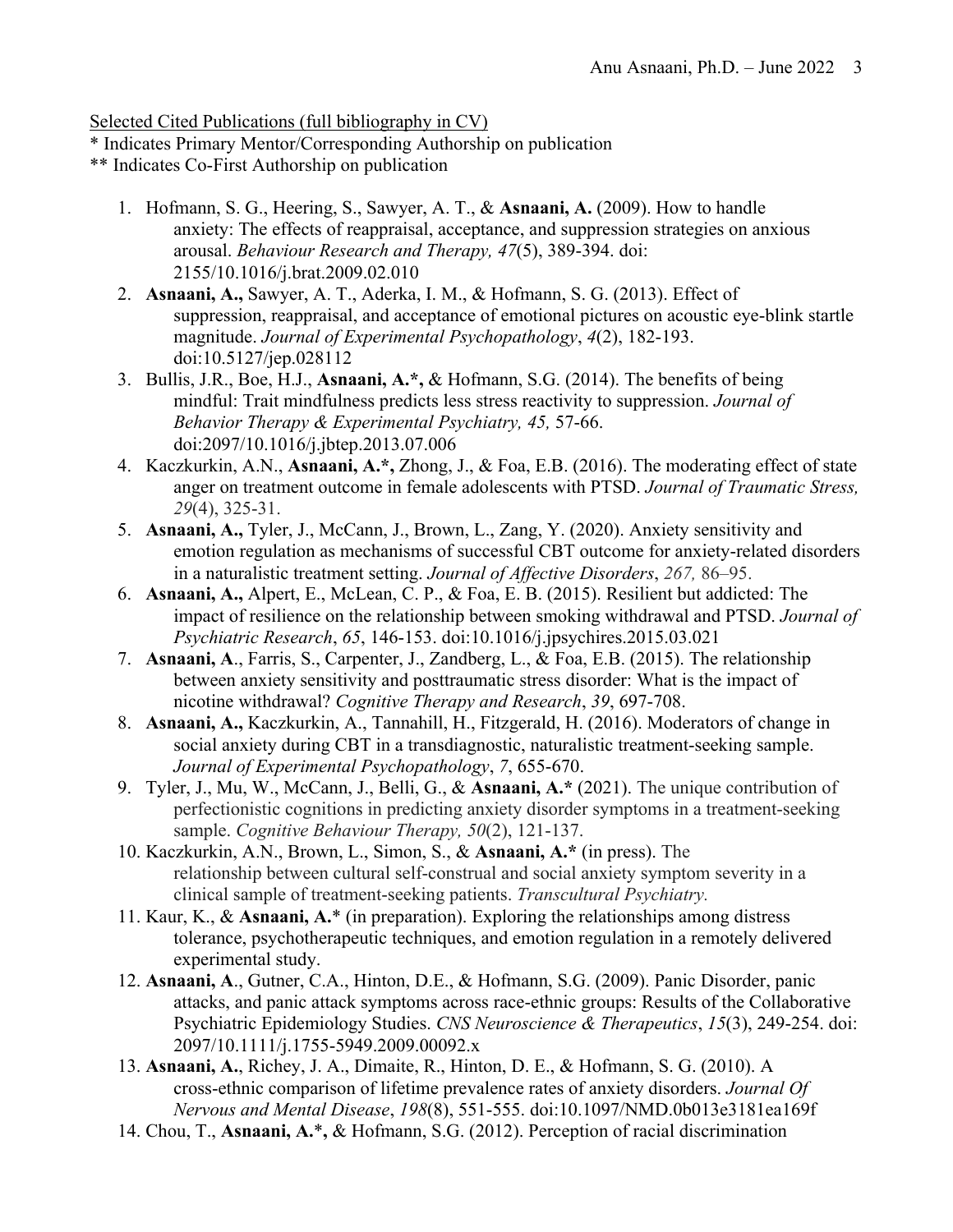Selected Cited Publications (full bibliography in CV)

* Indicates Primary Mentor/Corresponding Authorship on publication

** Indicates Co-First Authorship on publication

1. Hofmann, S. G., Heering, S., Sawyer, A. T., & **Asnaani, A.** (2009). How to handle anxiety: The effects of reappraisal, acceptance, and suppression strategies on anxious arousal. *Behaviour Research and Therapy, 47*(5), 389-394. doi: 2155/10.1016/j.brat.2009.02.010
2. **Asnaani, A.,** Sawyer, A. T., Aderka, I. M., & Hofmann, S. G. (2013). Effect of suppression, reappraisal, and acceptance of emotional pictures on acoustic eye-blink startle magnitude. *Journal of Experimental Psychopathology*, *4*(2), 182-193. doi:10.5127/jep.028112
3. Bullis, J.R., Boe, H.J., **Asnaani, A.*,** & Hofmann, S.G. (2014). The benefits of being mindful: Trait mindfulness predicts less stress reactivity to suppression. *Journal of Behavior Therapy & Experimental Psychiatry, 45,* 57-66. doi:2097/10.1016/j.jbtep.2013.07.006
4. Kaczkurkin, A.N., **Asnaani, A.*,** Zhong, J., & Foa, E.B. (2016). The moderating effect of state anger on treatment outcome in female adolescents with PTSD. *Journal of Traumatic Stress, 29*(4), 325-31.
5. **Asnaani, A.,** Tyler, J., McCann, J., Brown, L., Zang, Y. (2020). Anxiety sensitivity and emotion regulation as mechanisms of successful CBT outcome for anxiety-related disorders in a naturalistic treatment setting. *Journal of Affective Disorders*, *267,* 86–95.
6. **Asnaani, A.,** Alpert, E., McLean, C. P., & Foa, E. B. (2015). Resilient but addicted: The impact of resilience on the relationship between smoking withdrawal and PTSD. *Journal of Psychiatric Research*, *65*, 146-153. doi:10.1016/j.jpsychires.2015.03.021
7. **Asnaani, A**., Farris, S., Carpenter, J., Zandberg, L., & Foa, E.B. (2015). The relationship between anxiety sensitivity and posttraumatic stress disorder: What is the impact of nicotine withdrawal? *Cognitive Therapy and Research*, *39*, 697-708.
8. **Asnaani, A.,** Kaczkurkin, A., Tannahill, H., Fitzgerald, H. (2016). Moderators of change in social anxiety during CBT in a transdiagnostic, naturalistic treatment-seeking sample. *Journal of Experimental Psychopathology*, *7*, 655-670.
9. Tyler, J., Mu, W., McCann, J., Belli, G., & **Asnaani, A.*** (2021). The unique contribution of perfectionistic cognitions in predicting anxiety disorder symptoms in a treatment-seeking sample. *Cognitive Behaviour Therapy, 50*(2), 121-137.
10. Kaczkurkin, A.N., Brown, L., Simon, S., & **Asnaani, A.*** (in press). The relationship between cultural self-construal and social anxiety symptom severity in a clinical sample of treatment-seeking patients. *Transcultural Psychiatry.*
11. Kaur, K., & **Asnaani, A.*** (in preparation). Exploring the relationships among distress tolerance, psychotherapeutic techniques, and emotion regulation in a remotely delivered experimental study.
12. **Asnaani, A**., Gutner, C.A., Hinton, D.E., & Hofmann, S.G. (2009). Panic Disorder, panic attacks, and panic attack symptoms across race-ethnic groups: Results of the Collaborative Psychiatric Epidemiology Studies. *CNS Neuroscience & Therapeutics*, *15*(3), 249-254. doi: 2097/10.1111/j.1755-5949.2009.00092.x
13. **Asnaani, A.**, Richey, J. A., Dimaite, R., Hinton, D. E., & Hofmann, S. G. (2010). A cross-ethnic comparison of lifetime prevalence rates of anxiety disorders. *Journal Of Nervous and Mental Disease*, *198*(8), 551-555. doi:10.1097/NMD.0b013e3181ea169f
14. Chou, T., **Asnaani, A.*,** & Hofmann, S.G. (2012). Perception of racial discrimination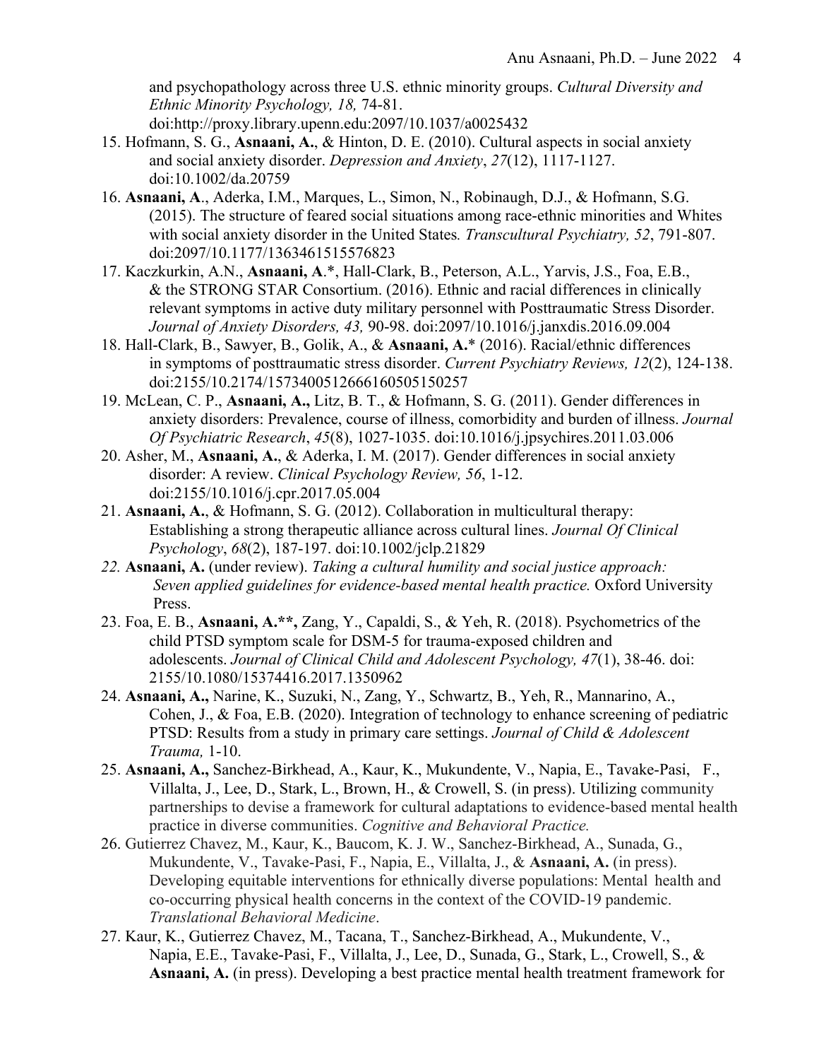and psychopathology across three U.S. ethnic minority groups. *Cultural Diversity and Ethnic Minority Psychology, 18,* 74-81. doi:http://proxy.library.upenn.edu:2097/10.1037/a0025432

15. Hofmann, S. G., **Asnaani, A.**, & Hinton, D. E. (2010). Cultural aspects in social anxiety and social anxiety disorder. *Depression and Anxiety*, *27*(12), 1117-1127. doi:10.1002/da.20759
16. **Asnaani, A**., Aderka, I.M., Marques, L., Simon, N., Robinaugh, D.J., & Hofmann, S.G. (2015). The structure of feared social situations among race-ethnic minorities and Whites with social anxiety disorder in the United States*. Transcultural Psychiatry, 52*, 791-807. doi:2097/10.1177/1363461515576823
17. Kaczkurkin, A.N., **Asnaani, A**.*, Hall-Clark, B., Peterson, A.L., Yarvis, J.S., Foa, E.B., & the STRONG STAR Consortium. (2016). Ethnic and racial differences in clinically relevant symptoms in active duty military personnel with Posttraumatic Stress Disorder. *Journal of Anxiety Disorders, 43,* 90-98. doi:2097/10.1016/j.janxdis.2016.09.004
18. Hall-Clark, B., Sawyer, B., Golik, A., & **Asnaani, A.*** (2016). Racial/ethnic differences in symptoms of posttraumatic stress disorder. *Current Psychiatry Reviews, 12*(2), 124-138. doi:2155/10.2174/1573400512666160505150257
19. McLean, C. P., **Asnaani, A.,** Litz, B. T., & Hofmann, S. G. (2011). Gender differences in anxiety disorders: Prevalence, course of illness, comorbidity and burden of illness. *Journal Of Psychiatric Research*, *45*(8), 1027-1035. doi:10.1016/j.jpsychires.2011.03.006
20. Asher, M., **Asnaani, A.**, & Aderka, I. M. (2017). Gender differences in social anxiety disorder: A review. *Clinical Psychology Review, 56*, 1-12. doi:2155/10.1016/j.cpr.2017.05.004
21. **Asnaani, A.**, & Hofmann, S. G. (2012). Collaboration in multicultural therapy: Establishing a strong therapeutic alliance across cultural lines. *Journal Of Clinical Psychology*, *68*(2), 187-197. doi:10.1002/jclp.21829
22. **Asnaani, A.** (under review). *Taking a cultural humility and social justice approach: Seven applied guidelines for evidence-based mental health practice.* Oxford University Press.
23. Foa, E. B., **Asnaani, A.\*\*,** Zang, Y., Capaldi, S., & Yeh, R. (2018). Psychometrics of the child PTSD symptom scale for DSM-5 for trauma-exposed children and adolescents. *Journal of Clinical Child and Adolescent Psychology, 47*(1), 38-46. doi: 2155/10.1080/15374416.2017.1350962
24. **Asnaani, A.,** Narine, K., Suzuki, N., Zang, Y., Schwartz, B., Yeh, R., Mannarino, A., Cohen, J., & Foa, E.B. (2020). Integration of technology to enhance screening of pediatric PTSD: Results from a study in primary care settings. *Journal of Child & Adolescent Trauma,* 1-10.
25. **Asnaani, A.,** Sanchez-Birkhead, A., Kaur, K., Mukundente, V., Napia, E., Tavake-Pasi, F., Villalta, J., Lee, D., Stark, L., Brown, H., & Crowell, S. (in press). Utilizing community partnerships to devise a framework for cultural adaptations to evidence-based mental health practice in diverse communities. *Cognitive and Behavioral Practice.*
26. Gutierrez Chavez, M., Kaur, K., Baucom, K. J. W., Sanchez-Birkhead, A., Sunada, G., Mukundente, V., Tavake-Pasi, F., Napia, E., Villalta, J., & **Asnaani, A.** (in press). Developing equitable interventions for ethnically diverse populations: Mental health and co-occurring physical health concerns in the context of the COVID-19 pandemic. *Translational Behavioral Medicine*.
27. Kaur, K., Gutierrez Chavez, M., Tacana, T., Sanchez-Birkhead, A., Mukundente, V., Napia, E.E., Tavake-Pasi, F., Villalta, J., Lee, D., Sunada, G., Stark, L., Crowell, S., & **Asnaani, A.** (in press). Developing a best practice mental health treatment framework for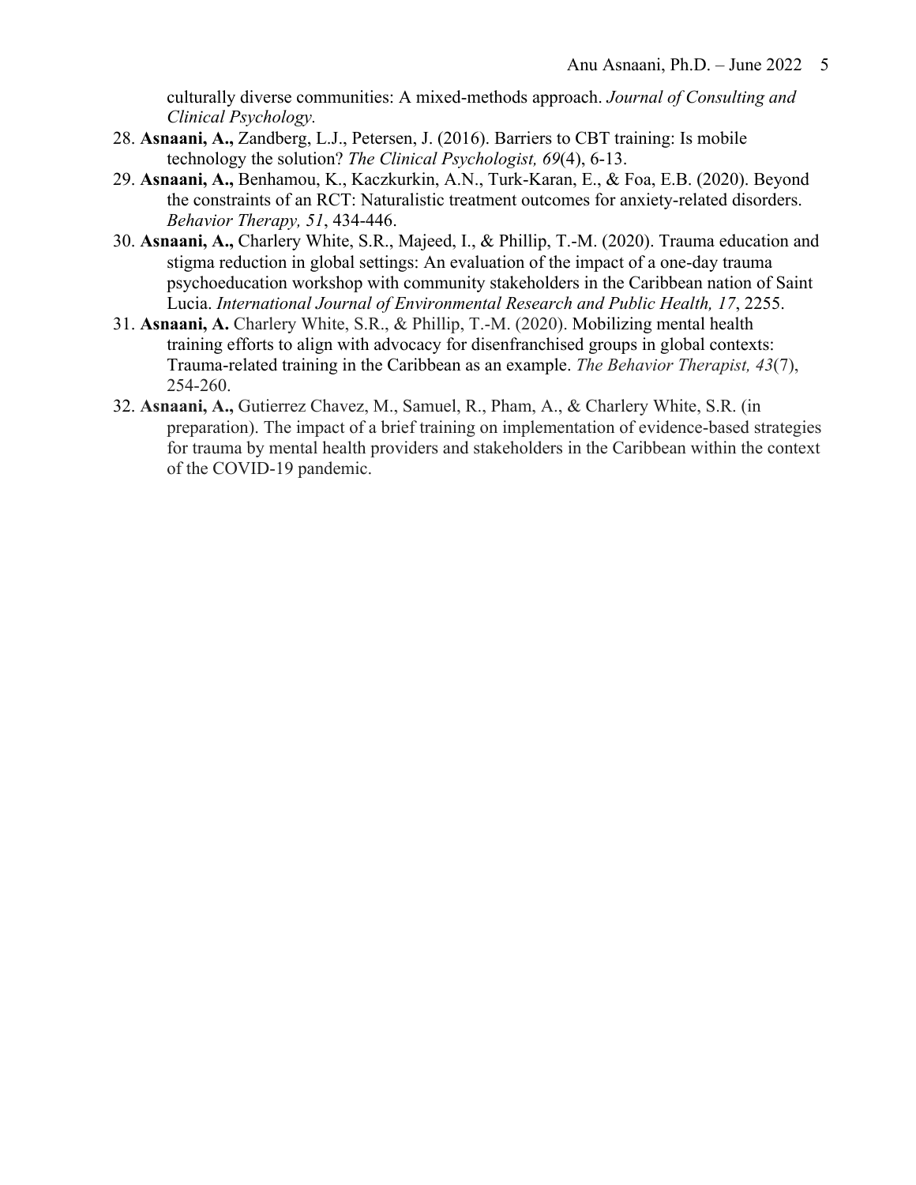culturally diverse communities: A mixed-methods approach. *Journal of Consulting and Clinical Psychology.*

28. **Asnaani, A.,** Zandberg, L.J., Petersen, J. (2016). Barriers to CBT training: Is mobile technology the solution? *The Clinical Psychologist, 69*(4), 6-13.
29. **Asnaani, A.,** Benhamou, K., Kaczkurkin, A.N., Turk-Karan, E., & Foa, E.B. (2020). Beyond the constraints of an RCT: Naturalistic treatment outcomes for anxiety-related disorders. *Behavior Therapy, 51*, 434-446.
30. **Asnaani, A.,** Charlery White, S.R., Majeed, I., & Phillip, T.-M. (2020). Trauma education and stigma reduction in global settings: An evaluation of the impact of a one-day trauma psychoeducation workshop with community stakeholders in the Caribbean nation of Saint Lucia. *International Journal of Environmental Research and Public Health, 17*, 2255.
31. **Asnaani, A.** Charlery White, S.R., & Phillip, T.-M. (2020). Mobilizing mental health training efforts to align with advocacy for disenfranchised groups in global contexts: Trauma-related training in the Caribbean as an example. *The Behavior Therapist, 43*(7), 254-260.
32. **Asnaani, A.,** Gutierrez Chavez, M., Samuel, R., Pham, A., & Charlery White, S.R. (in preparation). The impact of a brief training on implementation of evidence-based strategies for trauma by mental health providers and stakeholders in the Caribbean within the context of the COVID-19 pandemic.